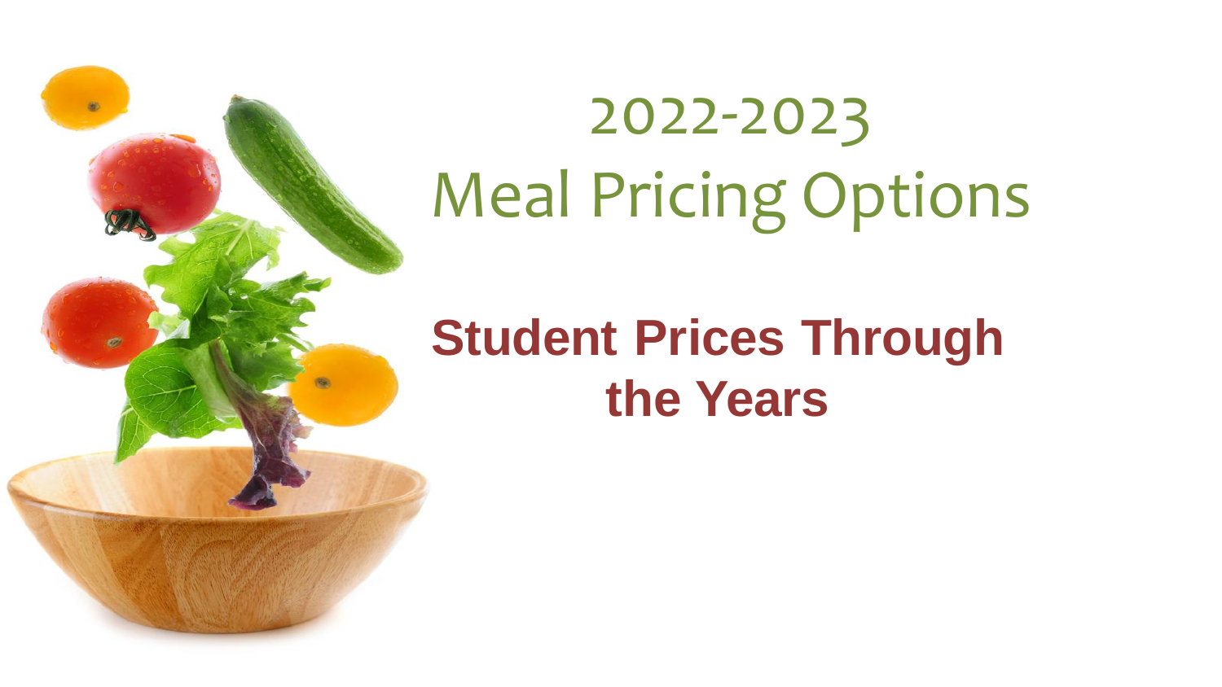# 2022-2023 Meal Pricing Options

## **Student Prices Through the Years**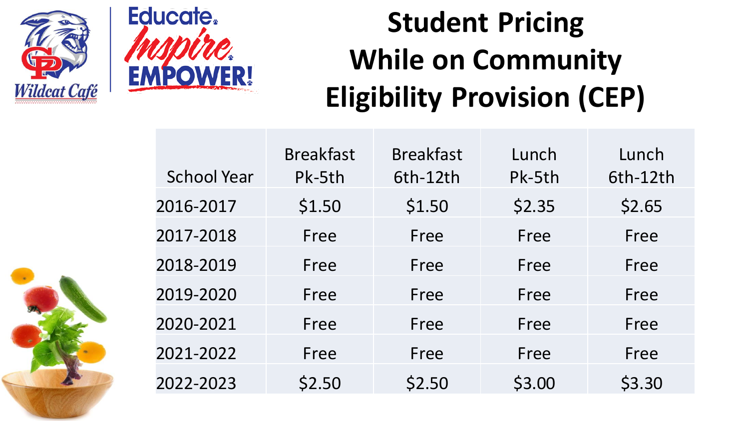# Student Pricing While on Community Eligibility Provision (CEP)

| School Year | Breakfast Pk-5th | Breakfast 6th-12th | Lunch Pk-5th | Lunch 6th-12th |
|---|---|---|---|---|
| 2016-2017 | $1.50 | $1.50 | $2.35 | $2.65 |
| 2017-2018 | Free | Free | Free | Free |
| 2018-2019 | Free | Free | Free | Free |
| 2019-2020 | Free | Free | Free | Free |
| 2020-2021 | Free | Free | Free | Free |
| 2021-2022 | Free | Free | Free | Free |
| 2022-2023 | $2.50 | $2.50 | $3.00 | $3.30 |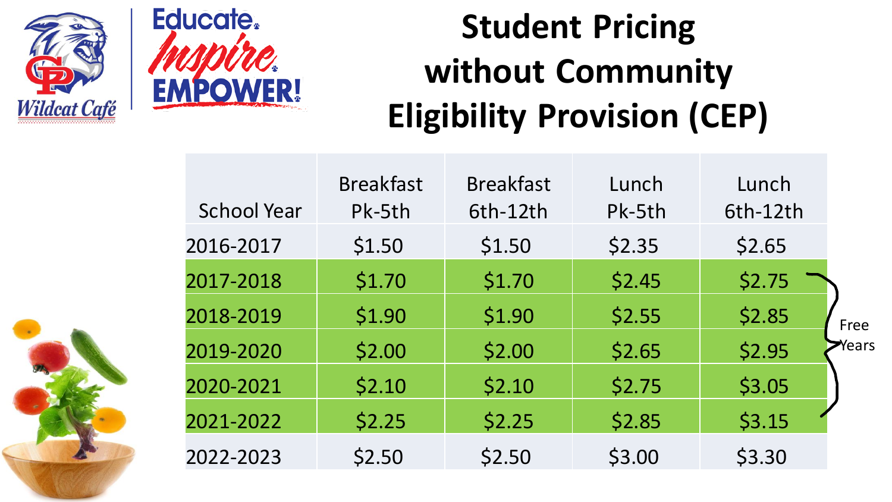# Student Pricing without Community Eligibility Provision (CEP)

| School Year | Breakfast Pk-5th | Breakfast 6th-12th | Lunch Pk-5th | Lunch 6th-12th |
|---|---|---|---|---|
| 2016-2017 | $1.50 | $1.50 | $2.35 | $2.65 |
| 2017-2018 | $1.70 | $1.70 | $2.45 | $2.75 |
| 2018-2019 | $1.90 | $1.90 | $2.55 | $2.85 |
| 2019-2020 | $2.00 | $2.00 | $2.65 | $2.95 |
| 2020-2021 | $2.10 | $2.10 | $2.75 | $3.05 |
| 2021-2022 | $2.25 | $2.25 | $2.85 | $3.15 |
| 2022-2023 | $2.50 | $2.50 | $3.00 | $3.30 |

Free Years (2017-2018 through 2021-2022)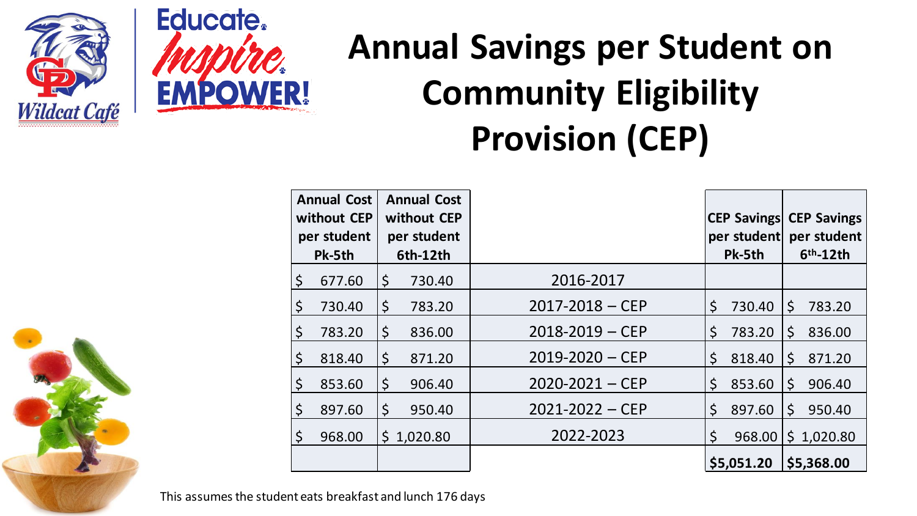# Annual Savings per Student on Community Eligibility Provision (CEP)

| Annual Cost without CEP per student Pk-5th | Annual Cost without CEP per student 6th-12th | | CEP Savings per student Pk-5th | CEP Savings per student 6th-12th |
|---|---|---|---|---|
| $ 677.60 | $ 730.40 | 2016-2017 | | |
| $ 730.40 | $ 783.20 | 2017-2018 – CEP | $ 730.40 | $ 783.20 |
| $ 783.20 | $ 836.00 | 2018-2019 – CEP | $ 783.20 | $ 836.00 |
| $ 818.40 | $ 871.20 | 2019-2020 – CEP | $ 818.40 | $ 871.20 |
| $ 853.60 | $ 906.40 | 2020-2021 – CEP | $ 853.60 | $ 906.40 |
| $ 897.60 | $ 950.40 | 2021-2022 – CEP | $ 897.60 | $ 950.40 |
| $ 968.00 | $ 1,020.80 | 2022-2023 | $ 968.00 | $ 1,020.80 |
| | | | **$5,051.20** | **$5,368.00** |

This assumes the student eats breakfast and lunch 176 days